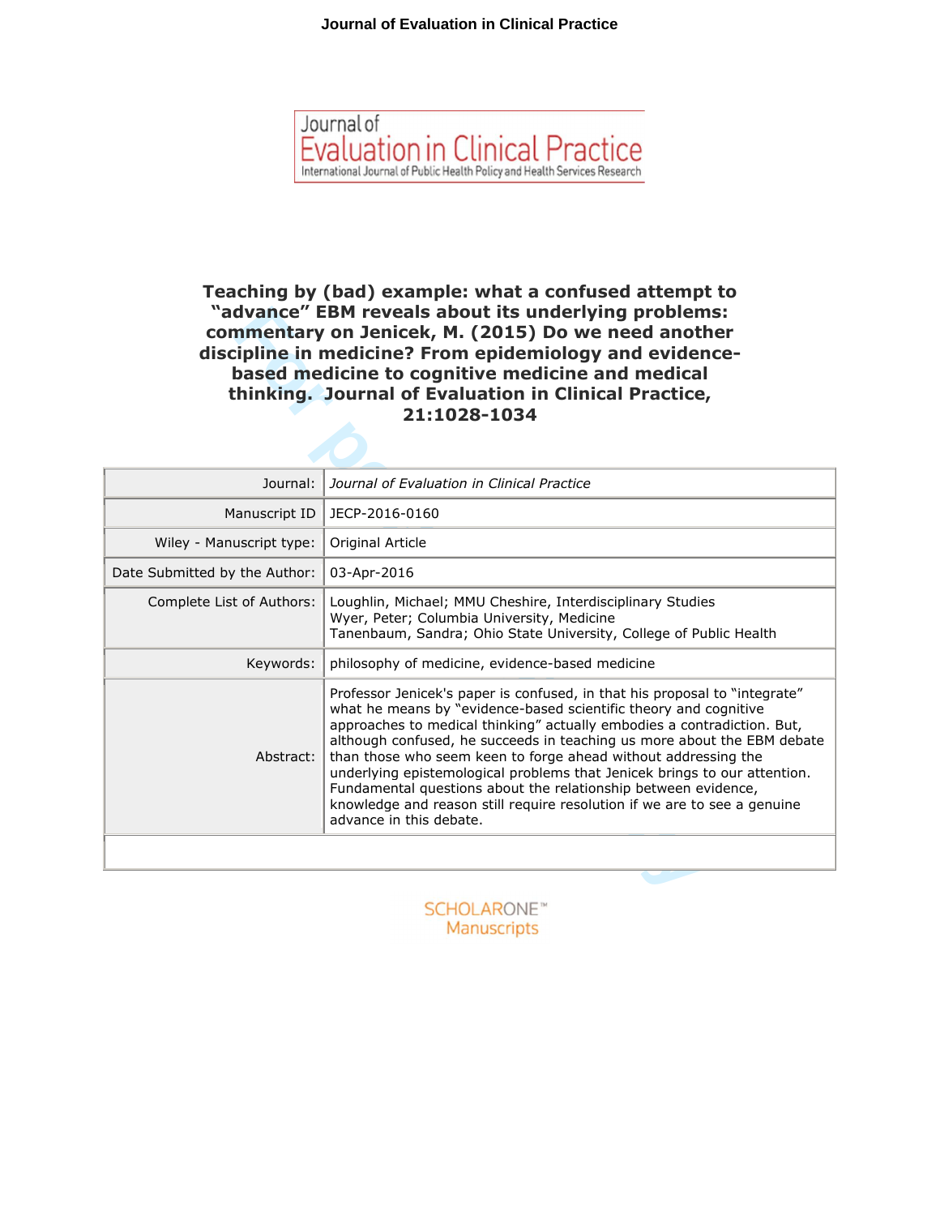# Teaching by (bad) example: what a confused attempt to “advance” EBM reveals about its underlying problems: commentary on Jenicek, M. (2015) Do we need another discipline in medicine? From epidemiology and evidence-based medicine to cognitive medicine and medical thinking. Journal of Evaluation in Clinical Practice, 21:1028-1034

| | |
|---|---|
| Journal: | *Journal of Evaluation in Clinical Practice* |
| Manuscript ID | JECP-2016-0160 |
| Wiley - Manuscript type: | Original Article |
| Date Submitted by the Author: | 03-Apr-2016 |
| Complete List of Authors: | Loughlin, Michael; MMU Cheshire, Interdisciplinary Studies<br>Wyer, Peter; Columbia University, Medicine<br>Tanenbaum, Sandra; Ohio State University, College of Public Health |
| Keywords: | philosophy of medicine, evidence-based medicine |
| Abstract: | Professor Jenicek's paper is confused, in that his proposal to “integrate” what he means by “evidence-based scientific theory and cognitive approaches to medical thinking” actually embodies a contradiction. But, although confused, he succeeds in teaching us more about the EBM debate than those who seem keen to forge ahead without addressing the underlying epistemological problems that Jenicek brings to our attention. Fundamental questions about the relationship between evidence, knowledge and reason still require resolution if we are to see a genuine advance in this debate. |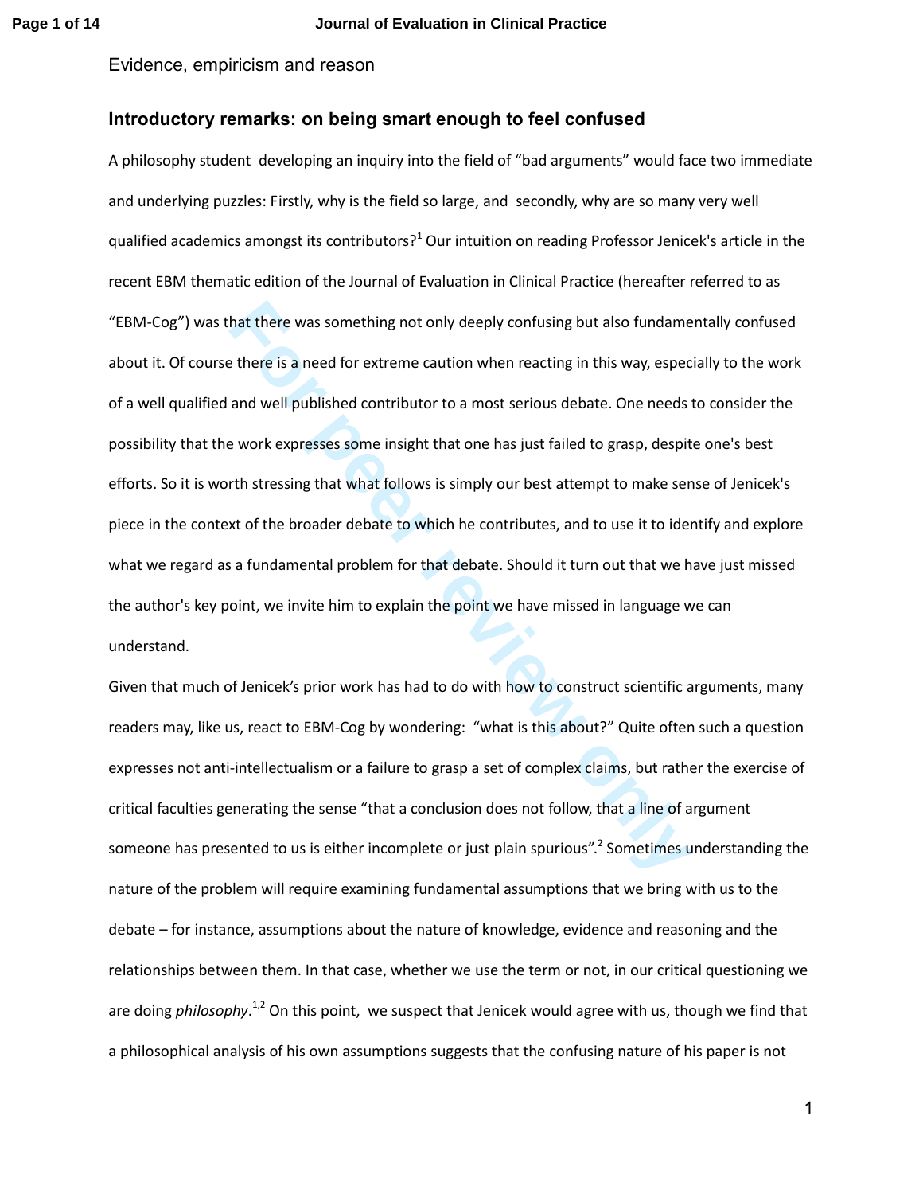Evidence, empiricism and reason

## Introductory remarks: on being smart enough to feel confused

A philosophy student developing an inquiry into the field of "bad arguments" would face two immediate and underlying puzzles: Firstly, why is the field so large, and secondly, why are so many very well qualified academics amongst its contributors?[1] Our intuition on reading Professor Jenicek's article in the recent EBM thematic edition of the Journal of Evaluation in Clinical Practice (hereafter referred to as "EBM-Cog") was that there was something not only deeply confusing but also fundamentally confused about it. Of course there is a need for extreme caution when reacting in this way, especially to the work of a well qualified and well published contributor to a most serious debate. One needs to consider the possibility that the work expresses some insight that one has just failed to grasp, despite one's best efforts. So it is worth stressing that what follows is simply our best attempt to make sense of Jenicek's piece in the context of the broader debate to which he contributes, and to use it to identify and explore what we regard as a fundamental problem for that debate. Should it turn out that we have just missed the author's key point, we invite him to explain the point we have missed in language we can understand.

Given that much of Jenicek's prior work has had to do with how to construct scientific arguments, many readers may, like us, react to EBM-Cog by wondering: "what is this about?" Quite often such a question expresses not anti-intellectualism or a failure to grasp a set of complex claims, but rather the exercise of critical faculties generating the sense "that a conclusion does not follow, that a line of argument someone has presented to us is either incomplete or just plain spurious".[2] Sometimes understanding the nature of the problem will require examining fundamental assumptions that we bring with us to the debate – for instance, assumptions about the nature of knowledge, evidence and reasoning and the relationships between them. In that case, whether we use the term or not, in our critical questioning we are doing *philosophy*.[1,2] On this point, we suspect that Jenicek would agree with us, though we find that a philosophical analysis of his own assumptions suggests that the confusing nature of his paper is not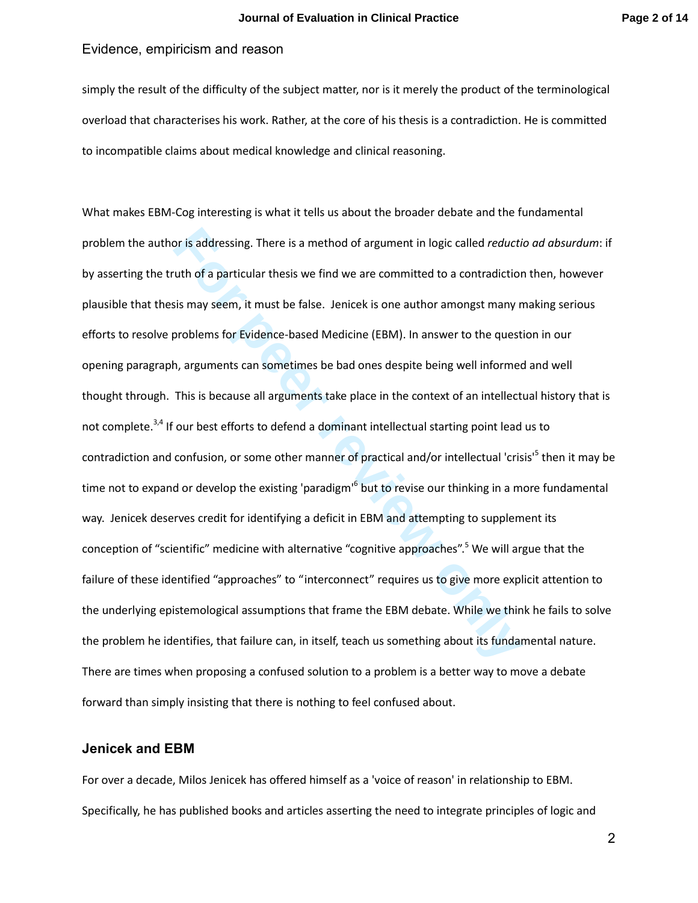simply the result of the difficulty of the subject matter, nor is it merely the product of the terminological overload that characterises his work. Rather, at the core of his thesis is a contradiction. He is committed to incompatible claims about medical knowledge and clinical reasoning.

What makes EBM-Cog interesting is what it tells us about the broader debate and the fundamental problem the author is addressing. There is a method of argument in logic called *reductio ad absurdum*: if by asserting the truth of a particular thesis we find we are committed to a contradiction then, however plausible that thesis may seem, it must be false. Jenicek is one author amongst many making serious efforts to resolve problems for Evidence-based Medicine (EBM). In answer to the question in our opening paragraph, arguments can sometimes be bad ones despite being well informed and well thought through. This is because all arguments take place in the context of an intellectual history that is not complete.[3,4] If our best efforts to defend a dominant intellectual starting point lead us to contradiction and confusion, or some other manner of practical and/or intellectual 'crisis'[5] then it may be time not to expand or develop the existing 'paradigm'[6] but to revise our thinking in a more fundamental way. Jenicek deserves credit for identifying a deficit in EBM and attempting to supplement its conception of "scientific" medicine with alternative "cognitive approaches".[5] We will argue that the failure of these identified "approaches" to "interconnect" requires us to give more explicit attention to the underlying epistemological assumptions that frame the EBM debate. While we think he fails to solve the problem he identifies, that failure can, in itself, teach us something about its fundamental nature. There are times when proposing a confused solution to a problem is a better way to move a debate forward than simply insisting that there is nothing to feel confused about.

## Jenicek and EBM

For over a decade, Milos Jenicek has offered himself as a 'voice of reason' in relationship to EBM. Specifically, he has published books and articles asserting the need to integrate principles of logic and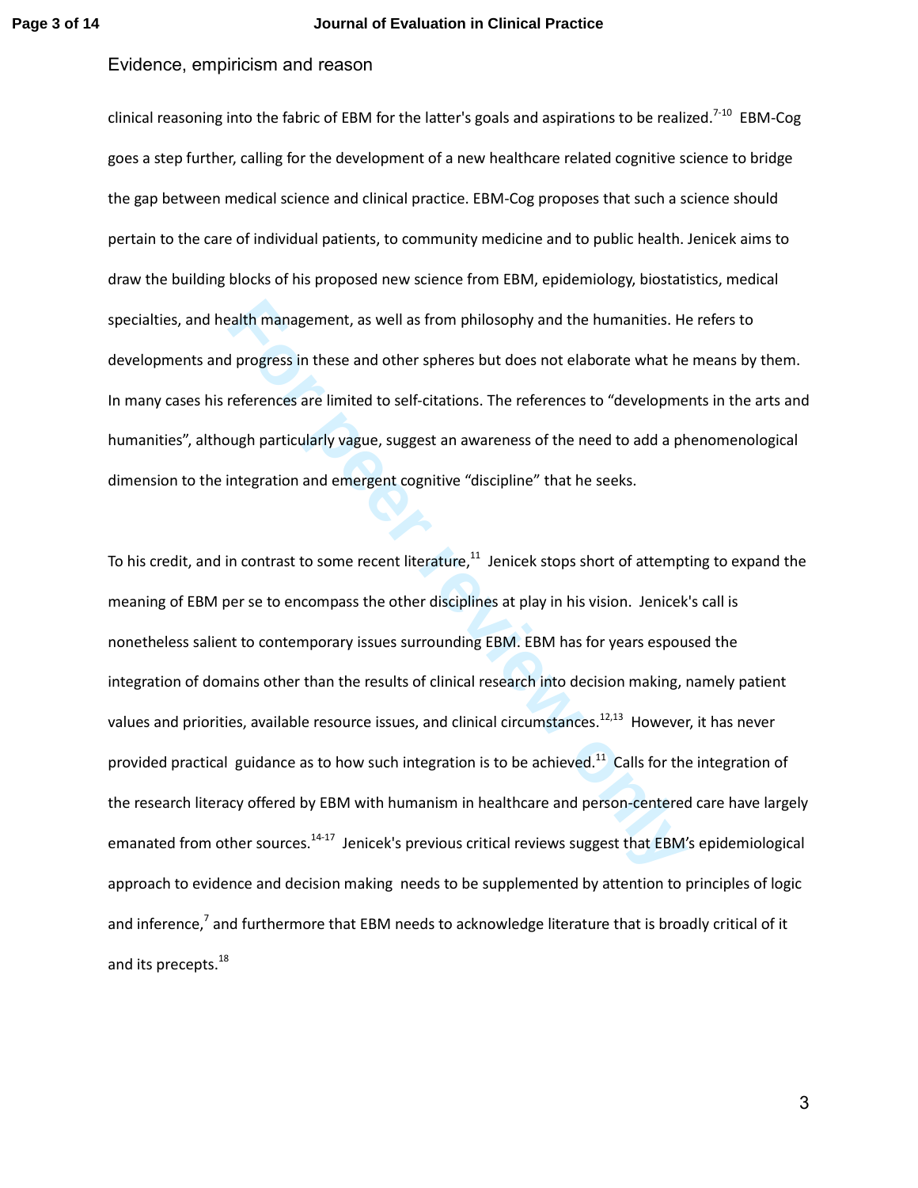clinical reasoning into the fabric of EBM for the latter's goals and aspirations to be realized.[7-10] EBM-Cog goes a step further, calling for the development of a new healthcare related cognitive science to bridge the gap between medical science and clinical practice. EBM-Cog proposes that such a science should pertain to the care of individual patients, to community medicine and to public health. Jenicek aims to draw the building blocks of his proposed new science from EBM, epidemiology, biostatistics, medical specialties, and health management, as well as from philosophy and the humanities. He refers to developments and progress in these and other spheres but does not elaborate what he means by them. In many cases his references are limited to self-citations. The references to "developments in the arts and humanities", although particularly vague, suggest an awareness of the need to add a phenomenological dimension to the integration and emergent cognitive "discipline" that he seeks.

To his credit, and in contrast to some recent literature,[11] Jenicek stops short of attempting to expand the meaning of EBM per se to encompass the other disciplines at play in his vision. Jenicek's call is nonetheless salient to contemporary issues surrounding EBM. EBM has for years espoused the integration of domains other than the results of clinical research into decision making, namely patient values and priorities, available resource issues, and clinical circumstances.[12,13] However, it has never provided practical guidance as to how such integration is to be achieved.[11] Calls for the integration of the research literacy offered by EBM with humanism in healthcare and person-centered care have largely emanated from other sources.[14-17] Jenicek's previous critical reviews suggest that EBM's epidemiological approach to evidence and decision making needs to be supplemented by attention to principles of logic and inference,[7] and furthermore that EBM needs to acknowledge literature that is broadly critical of it and its precepts.[18]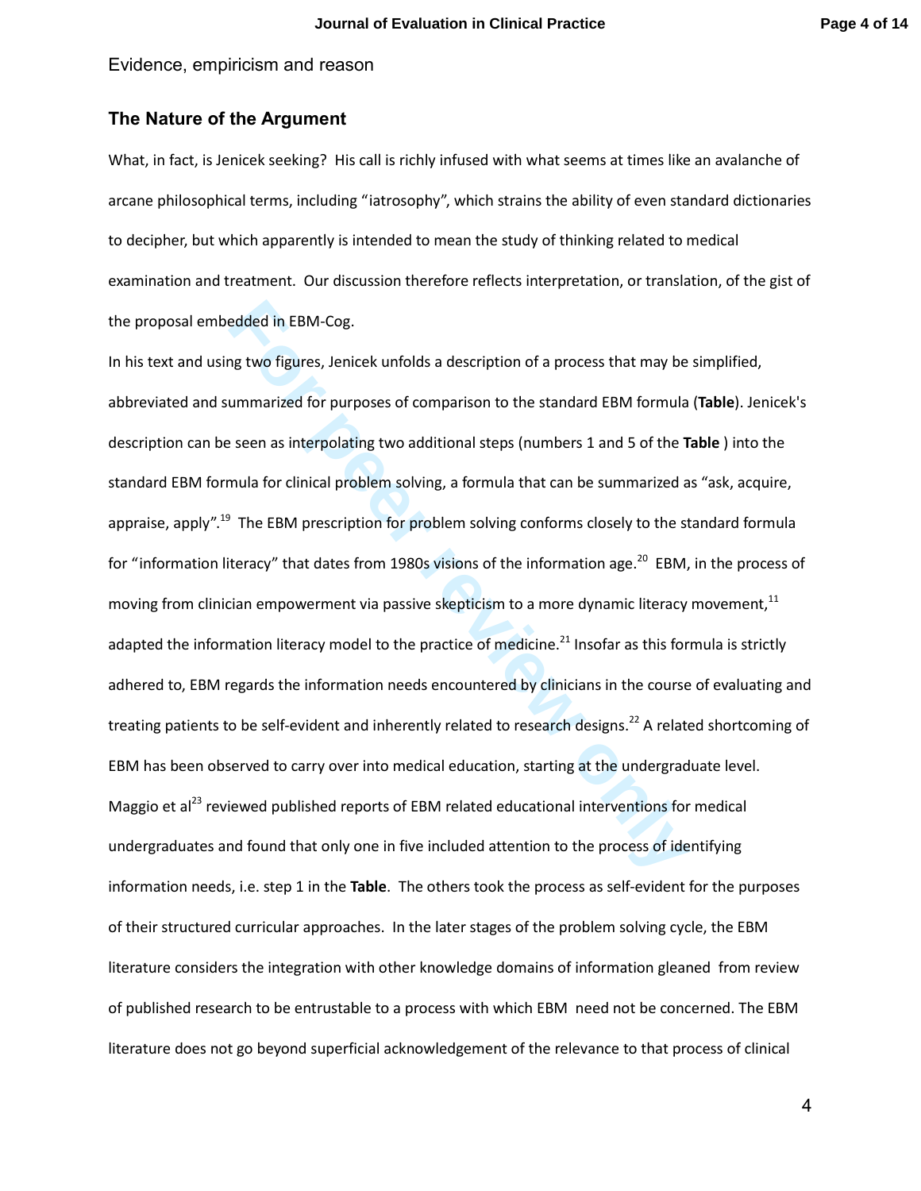Evidence, empiricism and reason

## The Nature of the Argument

What, in fact, is Jenicek seeking? His call is richly infused with what seems at times like an avalanche of arcane philosophical terms, including "iatrosophy", which strains the ability of even standard dictionaries to decipher, but which apparently is intended to mean the study of thinking related to medical examination and treatment. Our discussion therefore reflects interpretation, or translation, of the gist of the proposal embedded in EBM-Cog.

In his text and using two figures, Jenicek unfolds a description of a process that may be simplified, abbreviated and summarized for purposes of comparison to the standard EBM formula (**Table**). Jenicek's description can be seen as interpolating two additional steps (numbers 1 and 5 of the **Table** ) into the standard EBM formula for clinical problem solving, a formula that can be summarized as "ask, acquire, appraise, apply".[19] The EBM prescription for problem solving conforms closely to the standard formula for "information literacy" that dates from 1980s visions of the information age.[20] EBM, in the process of moving from clinician empowerment via passive skepticism to a more dynamic literacy movement,[11] adapted the information literacy model to the practice of medicine.[21] Insofar as this formula is strictly adhered to, EBM regards the information needs encountered by clinicians in the course of evaluating and treating patients to be self-evident and inherently related to research designs.[22] A related shortcoming of EBM has been observed to carry over into medical education, starting at the undergraduate level. Maggio et al[23] reviewed published reports of EBM related educational interventions for medical undergraduates and found that only one in five included attention to the process of identifying information needs, i.e. step 1 in the **Table**. The others took the process as self-evident for the purposes of their structured curricular approaches. In the later stages of the problem solving cycle, the EBM literature considers the integration with other knowledge domains of information gleaned from review of published research to be entrustable to a process with which EBM need not be concerned. The EBM literature does not go beyond superficial acknowledgement of the relevance to that process of clinical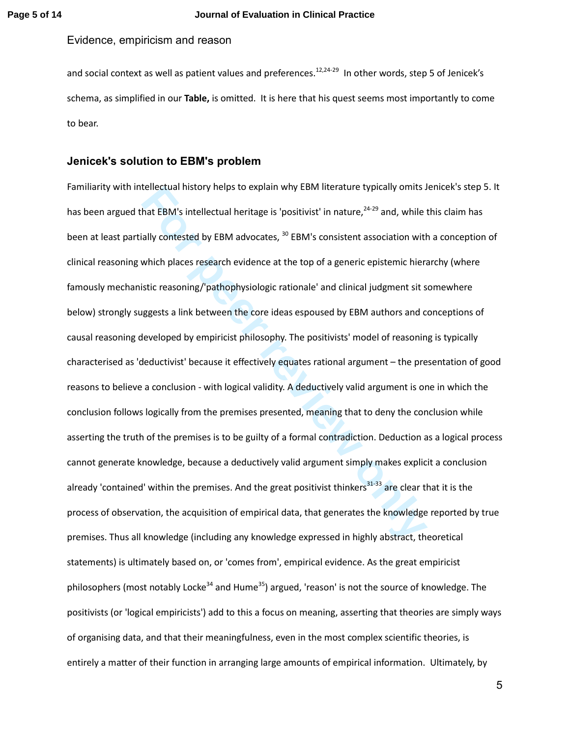and social context as well as patient values and preferences.[12,24-29] In other words, step 5 of Jenicek's schema, as simplified in our **Table,** is omitted. It is here that his quest seems most importantly to come to bear.

## Jenicek's solution to EBM's problem

Familiarity with intellectual history helps to explain why EBM literature typically omits Jenicek's step 5. It has been argued that EBM's intellectual heritage is 'positivist' in nature,[24-29] and, while this claim has been at least partially contested by EBM advocates, [30] EBM's consistent association with a conception of clinical reasoning which places research evidence at the top of a generic epistemic hierarchy (where famously mechanistic reasoning/'pathophysiologic rationale' and clinical judgment sit somewhere below) strongly suggests a link between the core ideas espoused by EBM authors and conceptions of causal reasoning developed by empiricist philosophy. The positivists' model of reasoning is typically characterised as 'deductivist' because it effectively equates rational argument – the presentation of good reasons to believe a conclusion - with logical validity. A deductively valid argument is one in which the conclusion follows logically from the premises presented, meaning that to deny the conclusion while asserting the truth of the premises is to be guilty of a formal contradiction. Deduction as a logical process cannot generate knowledge, because a deductively valid argument simply makes explicit a conclusion already 'contained' within the premises. And the great positivist thinkers[31-33] are clear that it is the process of observation, the acquisition of empirical data, that generates the knowledge reported by true premises. Thus all knowledge (including any knowledge expressed in highly abstract, theoretical statements) is ultimately based on, or 'comes from', empirical evidence. As the great empiricist philosophers (most notably Locke[34] and Hume[35]) argued, 'reason' is not the source of knowledge. The positivists (or 'logical empiricists') add to this a focus on meaning, asserting that theories are simply ways of organising data, and that their meaningfulness, even in the most complex scientific theories, is entirely a matter of their function in arranging large amounts of empirical information. Ultimately, by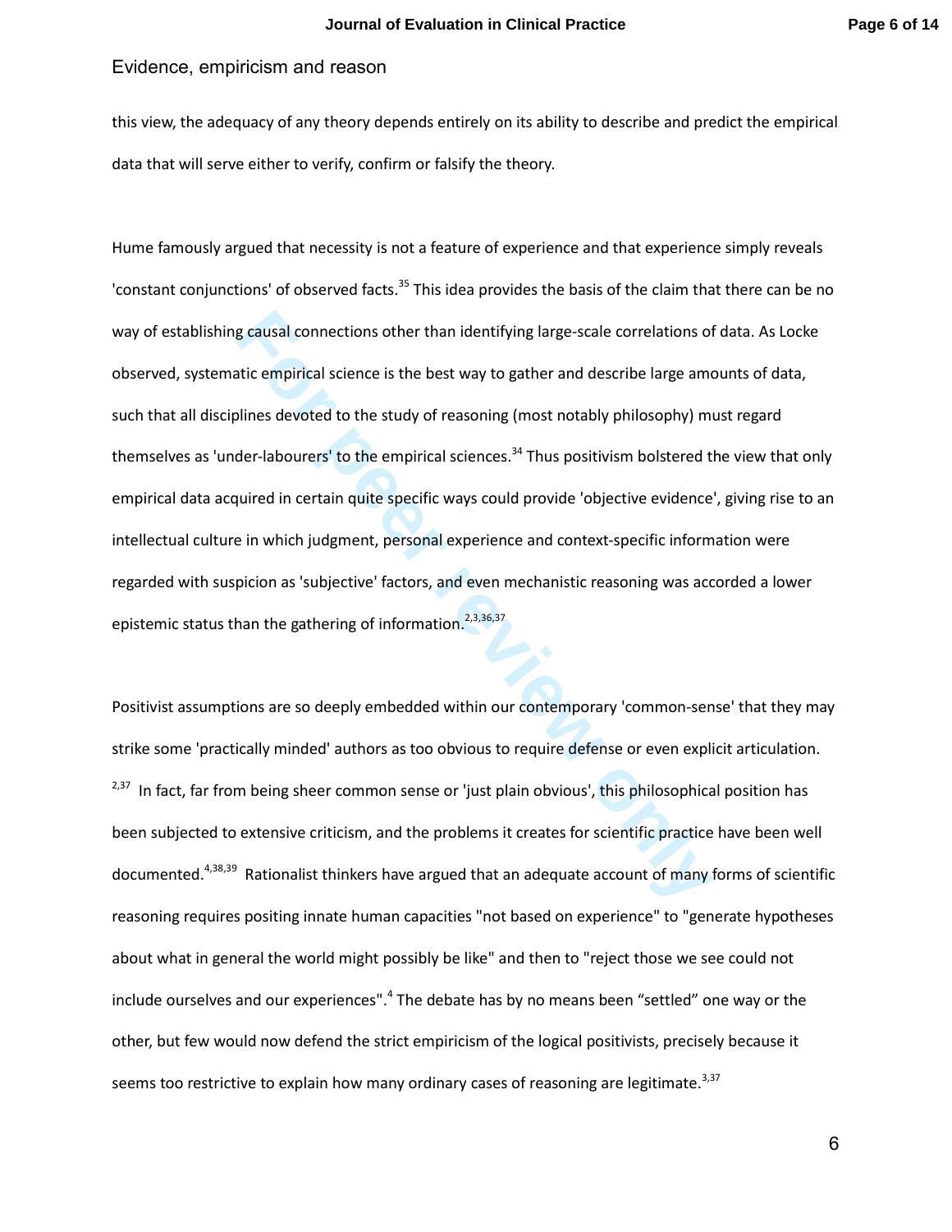this view, the adequacy of any theory depends entirely on its ability to describe and predict the empirical data that will serve either to verify, confirm or falsify the theory.

Hume famously argued that necessity is not a feature of experience and that experience simply reveals 'constant conjunctions' of observed facts.[35] This idea provides the basis of the claim that there can be no way of establishing causal connections other than identifying large-scale correlations of data. As Locke observed, systematic empirical science is the best way to gather and describe large amounts of data, such that all disciplines devoted to the study of reasoning (most notably philosophy) must regard themselves as 'under-labourers' to the empirical sciences.[34] Thus positivism bolstered the view that only empirical data acquired in certain quite specific ways could provide 'objective evidence', giving rise to an intellectual culture in which judgment, personal experience and context-specific information were regarded with suspicion as 'subjective' factors, and even mechanistic reasoning was accorded a lower epistemic status than the gathering of information.[2,3,36,37]

Positivist assumptions are so deeply embedded within our contemporary 'common-sense' that they may strike some 'practically minded' authors as too obvious to require defense or even explicit articulation.[2,37] In fact, far from being sheer common sense or 'just plain obvious', this philosophical position has been subjected to extensive criticism, and the problems it creates for scientific practice have been well documented.[4,38,39] Rationalist thinkers have argued that an adequate account of many forms of scientific reasoning requires positing innate human capacities "not based on experience" to "generate hypotheses about what in general the world might possibly be like" and then to "reject those we see could not include ourselves and our experiences".[4] The debate has by no means been "settled" one way or the other, but few would now defend the strict empiricism of the logical positivists, precisely because it seems too restrictive to explain how many ordinary cases of reasoning are legitimate.[3,37]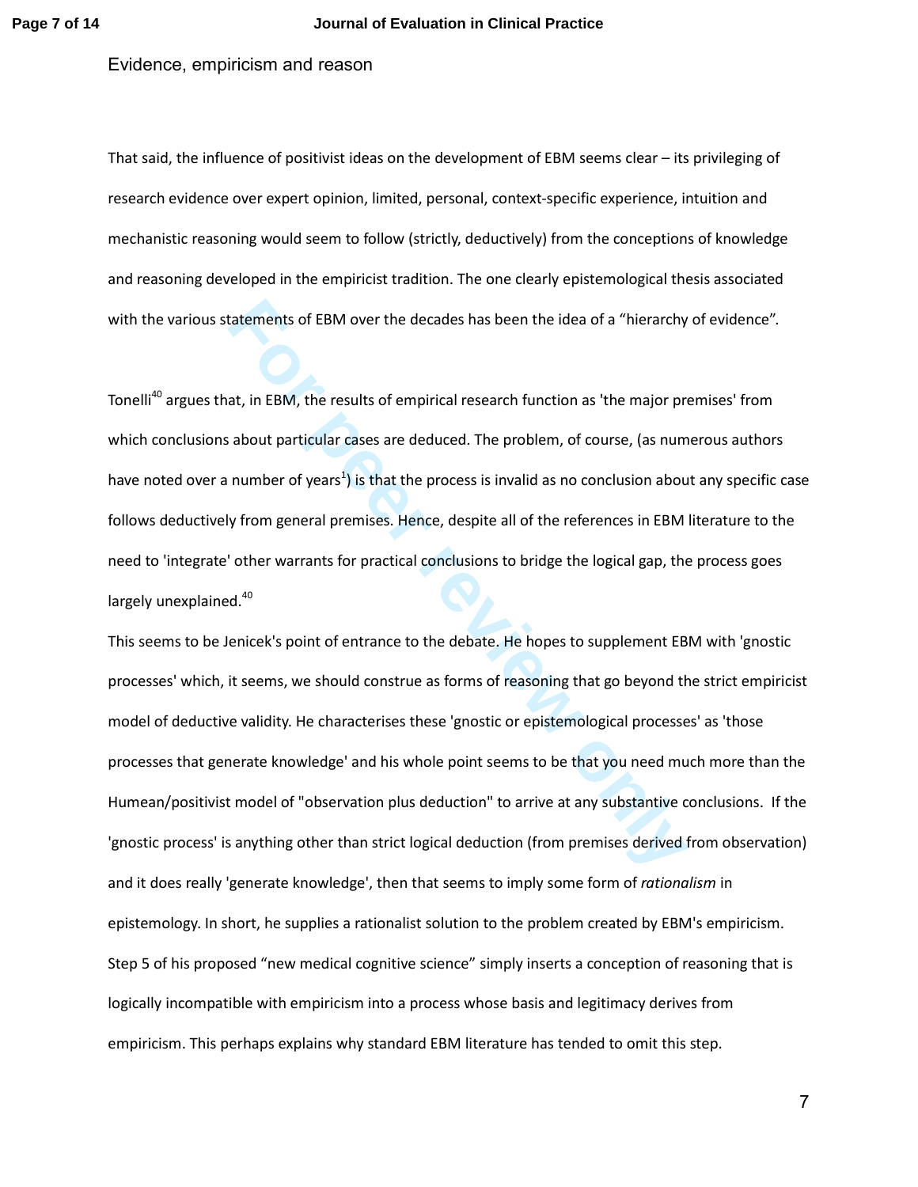Evidence, empiricism and reason

That said, the influence of positivist ideas on the development of EBM seems clear – its privileging of research evidence over expert opinion, limited, personal, context-specific experience, intuition and mechanistic reasoning would seem to follow (strictly, deductively) from the conceptions of knowledge and reasoning developed in the empiricist tradition. The one clearly epistemological thesis associated with the various statements of EBM over the decades has been the idea of a "hierarchy of evidence".

Tonelli[40] argues that, in EBM, the results of empirical research function as 'the major premises' from which conclusions about particular cases are deduced. The problem, of course, (as numerous authors have noted over a number of years[1]) is that the process is invalid as no conclusion about any specific case follows deductively from general premises. Hence, despite all of the references in EBM literature to the need to 'integrate' other warrants for practical conclusions to bridge the logical gap, the process goes largely unexplained.[40]

This seems to be Jenicek's point of entrance to the debate. He hopes to supplement EBM with 'gnostic processes' which, it seems, we should construe as forms of reasoning that go beyond the strict empiricist model of deductive validity. He characterises these 'gnostic or epistemological processes' as 'those processes that generate knowledge' and his whole point seems to be that you need much more than the Humean/positivist model of "observation plus deduction" to arrive at any substantive conclusions. If the 'gnostic process' is anything other than strict logical deduction (from premises derived from observation) and it does really 'generate knowledge', then that seems to imply some form of *rationalism* in epistemology. In short, he supplies a rationalist solution to the problem created by EBM's empiricism. Step 5 of his proposed "new medical cognitive science" simply inserts a conception of reasoning that is logically incompatible with empiricism into a process whose basis and legitimacy derives from empiricism. This perhaps explains why standard EBM literature has tended to omit this step.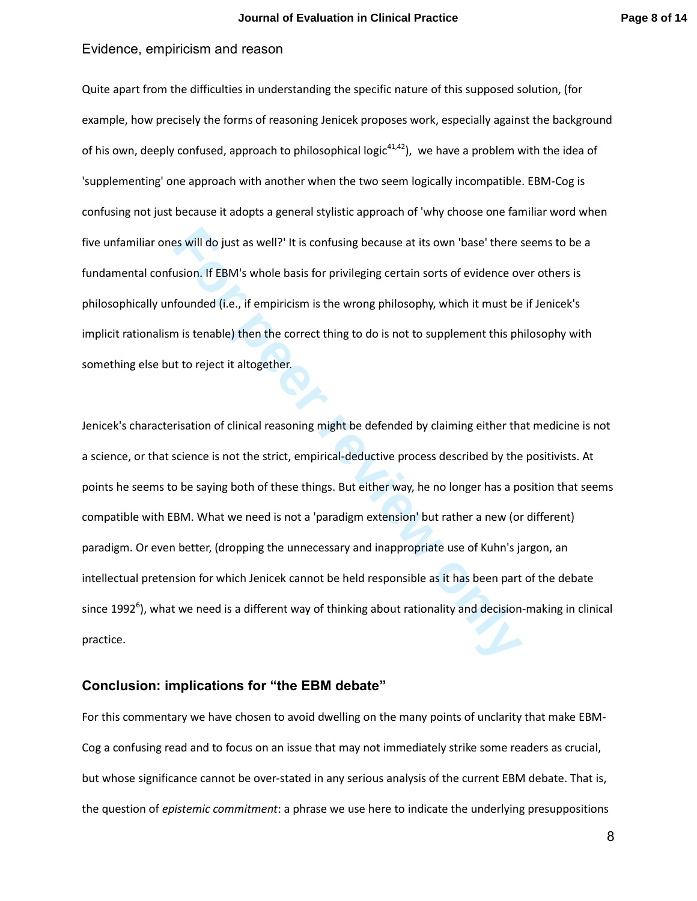## Evidence, empiricism and reason

Quite apart from the difficulties in understanding the specific nature of this supposed solution, (for example, how precisely the forms of reasoning Jenicek proposes work, especially against the background of his own, deeply confused, approach to philosophical logic[41,42]), we have a problem with the idea of 'supplementing' one approach with another when the two seem logically incompatible. EBM-Cog is confusing not just because it adopts a general stylistic approach of 'why choose one familiar word when five unfamiliar ones will do just as well?' It is confusing because at its own 'base' there seems to be a fundamental confusion. If EBM's whole basis for privileging certain sorts of evidence over others is philosophically unfounded (i.e., if empiricism is the wrong philosophy, which it must be if Jenicek's implicit rationalism is tenable) then the correct thing to do is not to supplement this philosophy with something else but to reject it altogether.

Jenicek's characterisation of clinical reasoning might be defended by claiming either that medicine is not a science, or that science is not the strict, empirical-deductive process described by the positivists. At points he seems to be saying both of these things. But either way, he no longer has a position that seems compatible with EBM. What we need is not a 'paradigm extension' but rather a new (or different) paradigm. Or even better, (dropping the unnecessary and inappropriate use of Kuhn's jargon, an intellectual pretension for which Jenicek cannot be held responsible as it has been part of the debate since 1992[6]), what we need is a different way of thinking about rationality and decision-making in clinical practice.

## Conclusion: implications for "the EBM debate"

For this commentary we have chosen to avoid dwelling on the many points of unclarity that make EBM-Cog a confusing read and to focus on an issue that may not immediately strike some readers as crucial, but whose significance cannot be over-stated in any serious analysis of the current EBM debate. That is, the question of *epistemic commitment*: a phrase we use here to indicate the underlying presuppositions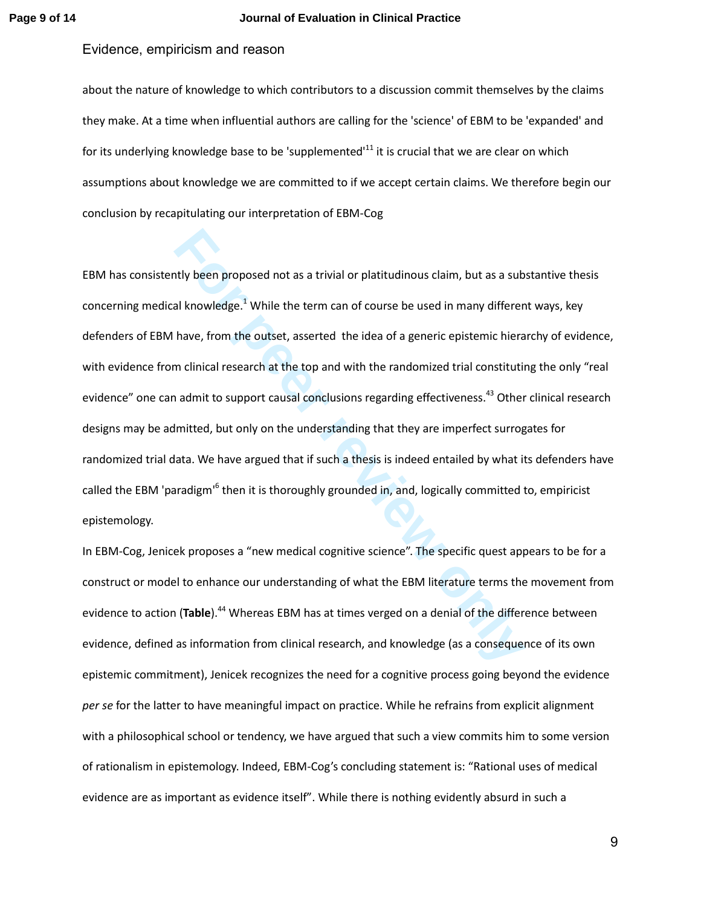about the nature of knowledge to which contributors to a discussion commit themselves by the claims they make. At a time when influential authors are calling for the 'science' of EBM to be 'expanded' and for its underlying knowledge base to be 'supplemented'[11] it is crucial that we are clear on which assumptions about knowledge we are committed to if we accept certain claims. We therefore begin our conclusion by recapitulating our interpretation of EBM-Cog

EBM has consistently been proposed not as a trivial or platitudinous claim, but as a substantive thesis concerning medical knowledge.[1] While the term can of course be used in many different ways, key defenders of EBM have, from the outset, asserted the idea of a generic epistemic hierarchy of evidence, with evidence from clinical research at the top and with the randomized trial constituting the only "real evidence" one can admit to support causal conclusions regarding effectiveness.[43] Other clinical research designs may be admitted, but only on the understanding that they are imperfect surrogates for randomized trial data. We have argued that if such a thesis is indeed entailed by what its defenders have called the EBM 'paradigm'[6] then it is thoroughly grounded in, and, logically committed to, empiricist epistemology.

In EBM-Cog, Jenicek proposes a "new medical cognitive science". The specific quest appears to be for a construct or model to enhance our understanding of what the EBM literature terms the movement from evidence to action (**Table**).[44] Whereas EBM has at times verged on a denial of the difference between evidence, defined as information from clinical research, and knowledge (as a consequence of its own epistemic commitment), Jenicek recognizes the need for a cognitive process going beyond the evidence *per se* for the latter to have meaningful impact on practice. While he refrains from explicit alignment with a philosophical school or tendency, we have argued that such a view commits him to some version of rationalism in epistemology. Indeed, EBM-Cog's concluding statement is: "Rational uses of medical evidence are as important as evidence itself". While there is nothing evidently absurd in such a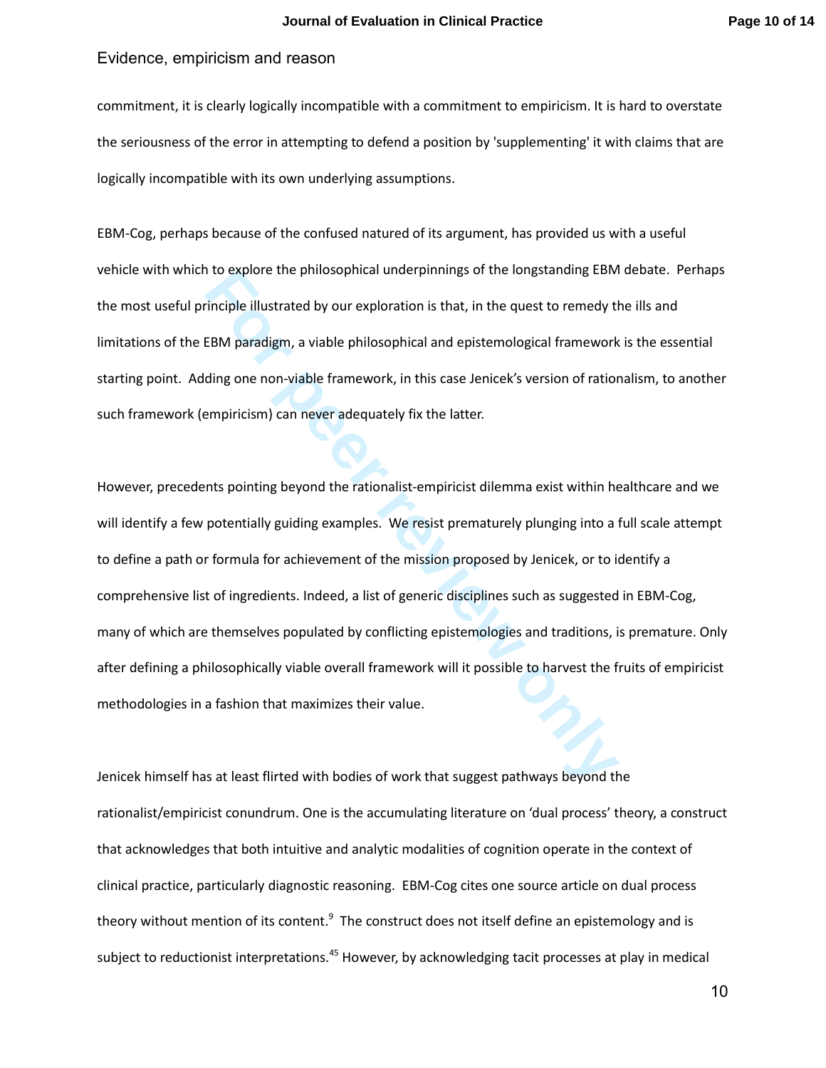commitment, it is clearly logically incompatible with a commitment to empiricism. It is hard to overstate the seriousness of the error in attempting to defend a position by 'supplementing' it with claims that are logically incompatible with its own underlying assumptions.

EBM-Cog, perhaps because of the confused natured of its argument, has provided us with a useful vehicle with which to explore the philosophical underpinnings of the longstanding EBM debate. Perhaps the most useful principle illustrated by our exploration is that, in the quest to remedy the ills and limitations of the EBM paradigm, a viable philosophical and epistemological framework is the essential starting point. Adding one non-viable framework, in this case Jenicek's version of rationalism, to another such framework (empiricism) can never adequately fix the latter.

However, precedents pointing beyond the rationalist-empiricist dilemma exist within healthcare and we will identify a few potentially guiding examples. We resist prematurely plunging into a full scale attempt to define a path or formula for achievement of the mission proposed by Jenicek, or to identify a comprehensive list of ingredients. Indeed, a list of generic disciplines such as suggested in EBM-Cog, many of which are themselves populated by conflicting epistemologies and traditions, is premature. Only after defining a philosophically viable overall framework will it possible to harvest the fruits of empiricist methodologies in a fashion that maximizes their value.

Jenicek himself has at least flirted with bodies of work that suggest pathways beyond the rationalist/empiricist conundrum. One is the accumulating literature on 'dual process' theory, a construct that acknowledges that both intuitive and analytic modalities of cognition operate in the context of clinical practice, particularly diagnostic reasoning. EBM-Cog cites one source article on dual process theory without mention of its content.[9] The construct does not itself define an epistemology and is subject to reductionist interpretations.[45] However, by acknowledging tacit processes at play in medical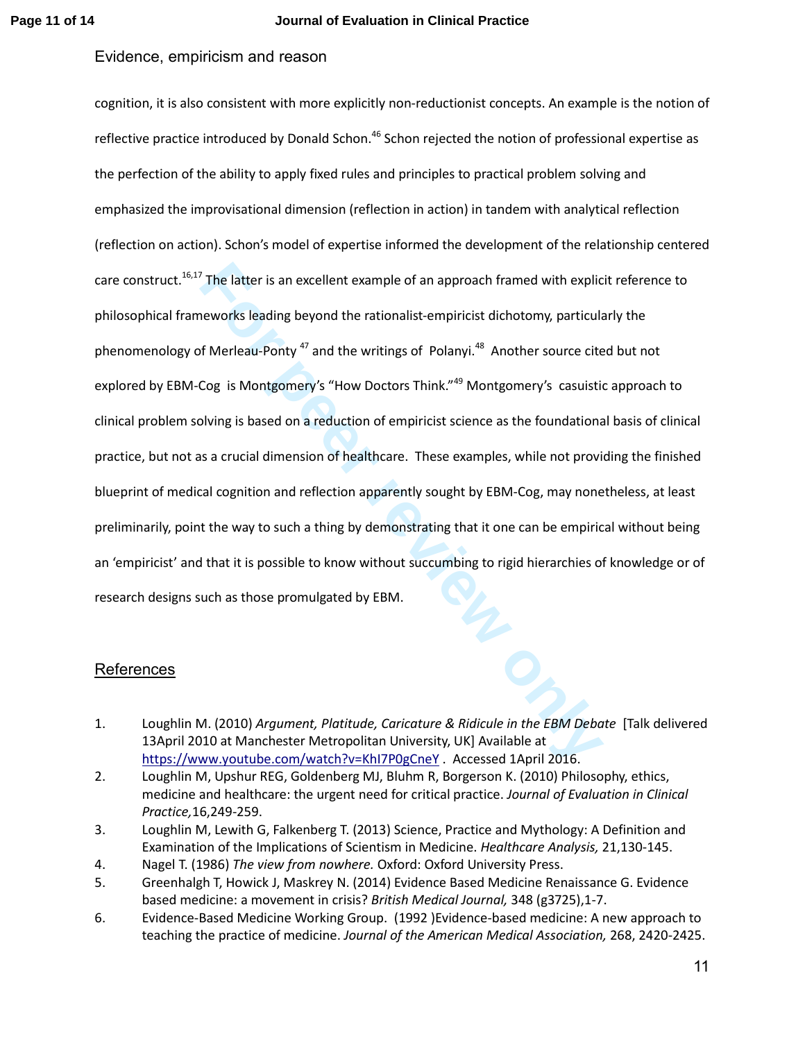cognition, it is also consistent with more explicitly non-reductionist concepts. An example is the notion of reflective practice introduced by Donald Schon.[46] Schon rejected the notion of professional expertise as the perfection of the ability to apply fixed rules and principles to practical problem solving and emphasized the improvisational dimension (reflection in action) in tandem with analytical reflection (reflection on action). Schon's model of expertise informed the development of the relationship centered care construct.[16,17] The latter is an excellent example of an approach framed with explicit reference to philosophical frameworks leading beyond the rationalist-empiricist dichotomy, particularly the phenomenology of Merleau-Ponty [47] and the writings of Polanyi.[48] Another source cited but not explored by EBM-Cog is Montgomery's "How Doctors Think."[49] Montgomery's casuistic approach to clinical problem solving is based on a reduction of empiricist science as the foundational basis of clinical practice, but not as a crucial dimension of healthcare. These examples, while not providing the finished blueprint of medical cognition and reflection apparently sought by EBM-Cog, may nonetheless, at least preliminarily, point the way to such a thing by demonstrating that it one can be empirical without being an 'empiricist' and that it is possible to know without succumbing to rigid hierarchies of knowledge or of research designs such as those promulgated by EBM.

## References

1. Loughlin M. (2010) *Argument, Platitude, Caricature & Ridicule in the EBM Debate* [Talk delivered 13April 2010 at Manchester Metropolitan University, UK] Available at https://www.youtube.com/watch?v=KhI7P0gCneY . Accessed 1April 2016.
2. Loughlin M, Upshur REG, Goldenberg MJ, Bluhm R, Borgerson K. (2010) Philosophy, ethics, medicine and healthcare: the urgent need for critical practice. *Journal of Evaluation in Clinical Practice,*16,249-259.
3. Loughlin M, Lewith G, Falkenberg T. (2013) Science, Practice and Mythology: A Definition and Examination of the Implications of Scientism in Medicine. *Healthcare Analysis,* 21,130-145.
4. Nagel T. (1986) *The view from nowhere.* Oxford: Oxford University Press.
5. Greenhalgh T, Howick J, Maskrey N. (2014) Evidence Based Medicine Renaissance G. Evidence based medicine: a movement in crisis? *British Medical Journal,* 348 (g3725),1-7.
6. Evidence-Based Medicine Working Group. (1992 )Evidence-based medicine: A new approach to teaching the practice of medicine. *Journal of the American Medical Association,* 268, 2420-2425.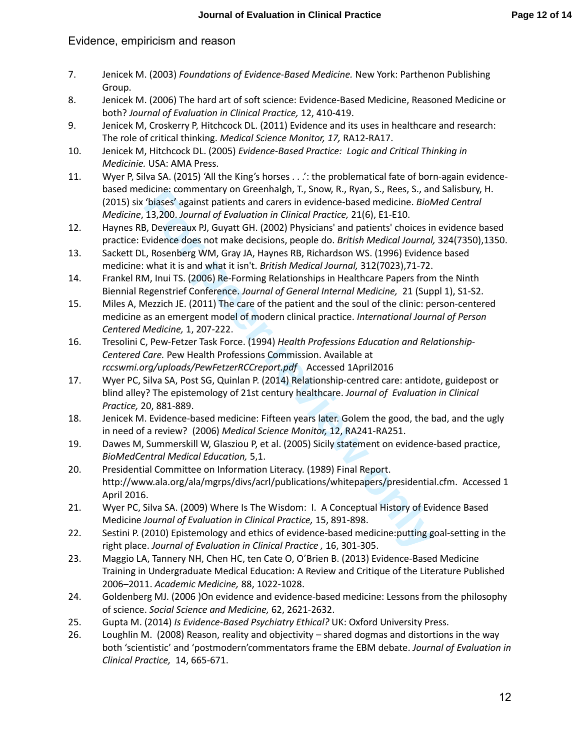Evidence, empiricism and reason

7. Jenicek M. (2003) *Foundations of Evidence-Based Medicine.* New York: Parthenon Publishing Group.
8. Jenicek M. (2006) The hard art of soft science: Evidence-Based Medicine, Reasoned Medicine or both? *Journal of Evaluation in Clinical Practice,* 12, 410-419.
9. Jenicek M, Croskerry P, Hitchcock DL. (2011) Evidence and its uses in healthcare and research: The role of critical thinking. *Medical Science Monitor, 17,* RA12-RA17.
10. Jenicek M, Hitchcock DL. (2005) *Evidence-Based Practice: Logic and Critical Thinking in Medicinie.* USA: AMA Press.
11. Wyer P, Silva SA. (2015) 'All the King's horses . . .': the problematical fate of born-again evidence-based medicine: commentary on Greenhalgh, T., Snow, R., Ryan, S., Rees, S., and Salisbury, H. (2015) six 'biases' against patients and carers in evidence-based medicine. *BioMed Central Medicine*, 13,200. *Journal of Evaluation in Clinical Practice,* 21(6), E1-E10.
12. Haynes RB, Devereaux PJ, Guyatt GH. (2002) Physicians' and patients' choices in evidence based practice: Evidence does not make decisions, people do. *British Medical Journal,* 324(7350),1350.
13. Sackett DL, Rosenberg WM, Gray JA, Haynes RB, Richardson WS. (1996) Evidence based medicine: what it is and what it isn't. *British Medical Journal,* 312(7023),71-72.
14. Frankel RM, Inui TS. (2006) Re-Forming Relationships in Healthcare Papers from the Ninth Biennial Regenstrief Conference. *Journal of General Internal Medicine,* 21 (Suppl 1), S1-S2.
15. Miles A, Mezzich JE. (2011) The care of the patient and the soul of the clinic: person-centered medicine as an emergent model of modern clinical practice. *International Journal of Person Centered Medicine,* 1, 207-222.
16. Tresolini C, Pew-Fetzer Task Force. (1994) *Health Professions Education and Relationship-Centered Care.* Pew Health Professions Commission. Available at *rccswmi.org/uploads/PewFetzerRCCreport.pdf* Accessed 1April2016
17. Wyer PC, Silva SA, Post SG, Quinlan P. (2014) Relationship-centred care: antidote, guidepost or blind alley? The epistemology of 21st century healthcare. *Journal of Evaluation in Clinical Practice,* 20, 881-889.
18. Jenicek M. Evidence-based medicine: Fifteen years later. Golem the good, the bad, and the ugly in need of a review? (2006) *Medical Science Monitor,* 12, RA241-RA251.
19. Dawes M, Summerskill W, Glasziou P, et al. (2005) Sicily statement on evidence-based practice, *BioMedCentral Medical Education,* 5,1.
20. Presidential Committee on Information Literacy. (1989) Final Report. http://www.ala.org/ala/mgrps/divs/acrl/publications/whitepapers/presidential.cfm. Accessed 1 April 2016.
21. Wyer PC, Silva SA. (2009) Where Is The Wisdom: I. A Conceptual History of Evidence Based Medicine *Journal of Evaluation in Clinical Practice,* 15, 891-898.
22. Sestini P. (2010) Epistemology and ethics of evidence-based medicine:putting goal-setting in the right place. *Journal of Evaluation in Clinical Practice ,* 16, 301-305.
23. Maggio LA, Tannery NH, Chen HC, ten Cate O, O'Brien B. (2013) Evidence-Based Medicine Training in Undergraduate Medical Education: A Review and Critique of the Literature Published 2006–2011. *Academic Medicine,* 88, 1022-1028.
24. Goldenberg MJ. (2006 )On evidence and evidence-based medicine: Lessons from the philosophy of science. *Social Science and Medicine,* 62, 2621-2632.
25. Gupta M. (2014) *Is Evidence-Based Psychiatry Ethical?* UK: Oxford University Press.
26. Loughlin M. (2008) Reason, reality and objectivity – shared dogmas and distortions in the way both 'scientistic' and 'postmodern'commentators frame the EBM debate. *Journal of Evaluation in Clinical Practice,* 14, 665-671.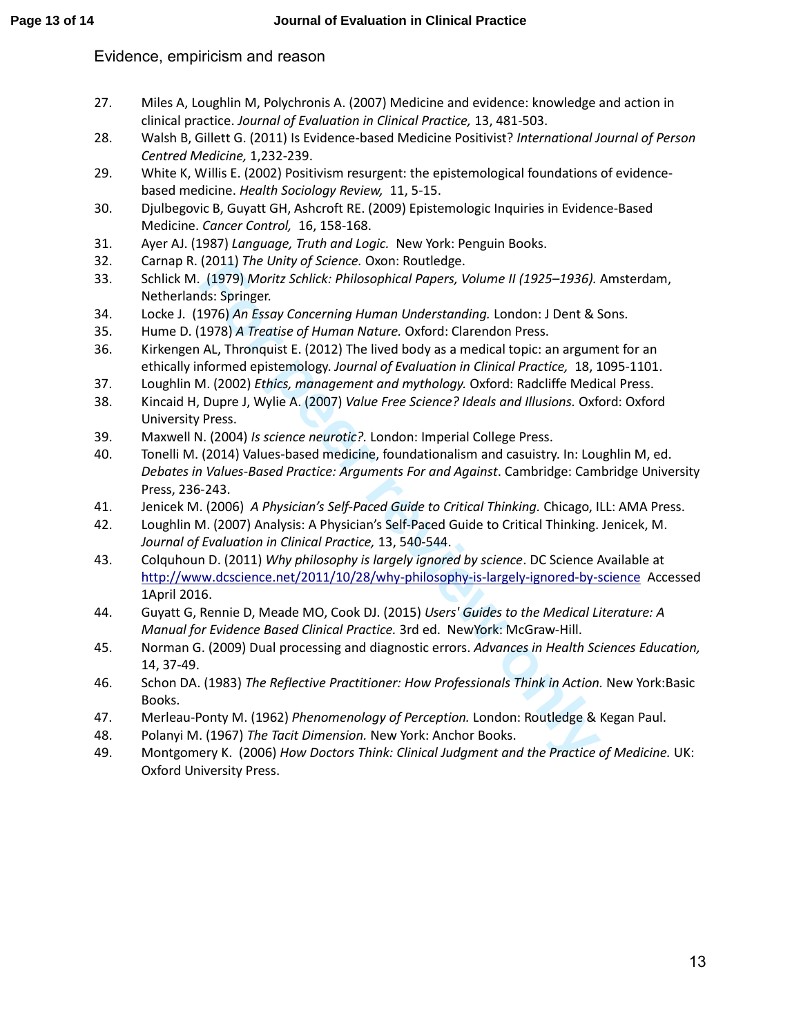27. Miles A, Loughlin M, Polychronis A. (2007) Medicine and evidence: knowledge and action in clinical practice. *Journal of Evaluation in Clinical Practice,* 13, 481-503.
28. Walsh B, Gillett G. (2011) Is Evidence-based Medicine Positivist? *International Journal of Person Centred Medicine,* 1,232-239.
29. White K, Willis E. (2002) Positivism resurgent: the epistemological foundations of evidence-based medicine. *Health Sociology Review,* 11, 5-15.
30. Djulbegovic B, Guyatt GH, Ashcroft RE. (2009) Epistemologic Inquiries in Evidence-Based Medicine. *Cancer Control,* 16, 158-168.
31. Ayer AJ. (1987) *Language, Truth and Logic.* New York: Penguin Books.
32. Carnap R. (2011) *The Unity of Science.* Oxon: Routledge.
33. Schlick M. (1979) *Moritz Schlick: Philosophical Papers, Volume II (1925–1936).* Amsterdam, Netherlands: Springer.
34. Locke J. (1976) *An Essay Concerning Human Understanding.* London: J Dent & Sons.
35. Hume D. (1978) *A Treatise of Human Nature.* Oxford: Clarendon Press.
36. Kirkengen AL, Thronquist E. (2012) The lived body as a medical topic: an argument for an ethically informed epistemology. *Journal of Evaluation in Clinical Practice,* 18, 1095-1101.
37. Loughlin M. (2002) *Ethics, management and mythology.* Oxford: Radcliffe Medical Press.
38. Kincaid H, Dupre J, Wylie A. (2007) *Value Free Science? Ideals and Illusions.* Oxford: Oxford University Press.
39. Maxwell N. (2004) *Is science neurotic?.* London: Imperial College Press.
40. Tonelli M. (2014) Values-based medicine, foundationalism and casuistry. In: Loughlin M, ed. *Debates in Values-Based Practice: Arguments For and Against*. Cambridge: Cambridge University Press, 236-243.
41. Jenicek M. (2006) *A Physician's Self-Paced Guide to Critical Thinking.* Chicago, ILL: AMA Press.
42. Loughlin M. (2007) Analysis: A Physician's Self-Paced Guide to Critical Thinking. Jenicek, M. *Journal of Evaluation in Clinical Practice,* 13, 540-544.
43. Colquhoun D. (2011) *Why philosophy is largely ignored by science*. DC Science Available at http://www.dcscience.net/2011/10/28/why-philosophy-is-largely-ignored-by-science Accessed 1April 2016.
44. Guyatt G, Rennie D, Meade MO, Cook DJ. (2015) *Users' Guides to the Medical Literature: A Manual for Evidence Based Clinical Practice.* 3rd ed. NewYork: McGraw-Hill.
45. Norman G. (2009) Dual processing and diagnostic errors. *Advances in Health Sciences Education,* 14, 37-49.
46. Schon DA. (1983) *The Reflective Practitioner: How Professionals Think in Action.* New York:Basic Books.
47. Merleau-Ponty M. (1962) *Phenomenology of Perception.* London: Routledge & Kegan Paul.
48. Polanyi M. (1967) *The Tacit Dimension.* New York: Anchor Books.
49. Montgomery K. (2006) *How Doctors Think: Clinical Judgment and the Practice of Medicine.* UK: Oxford University Press.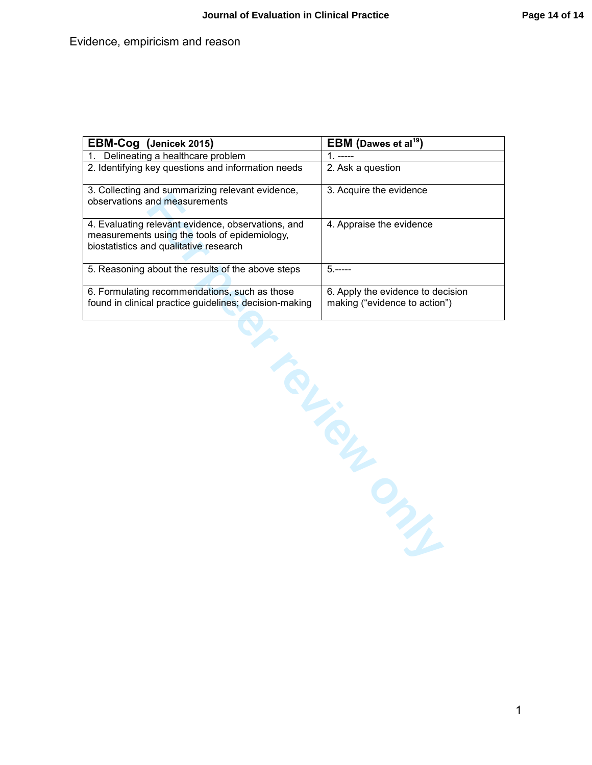Evidence, empiricism and reason

| **EBM-Cog** (**Jenicek 2015**) | **EBM** (**Dawes et al[19]**) |
| --- | --- |
| 1. Delineating a healthcare problem | 1. ----- |
| 2. Identifying key questions and information needs | 2. Ask a question |
| 3. Collecting and summarizing relevant evidence, observations and measurements | 3. Acquire the evidence |
| 4. Evaluating relevant evidence, observations, and measurements using the tools of epidemiology, biostatistics and qualitative research | 4. Appraise the evidence |
| 5. Reasoning about the results of the above steps | 5.----- |
| 6. Formulating recommendations, such as those found in clinical practice guidelines; decision-making | 6. Apply the evidence to decision making (“evidence to action”) |